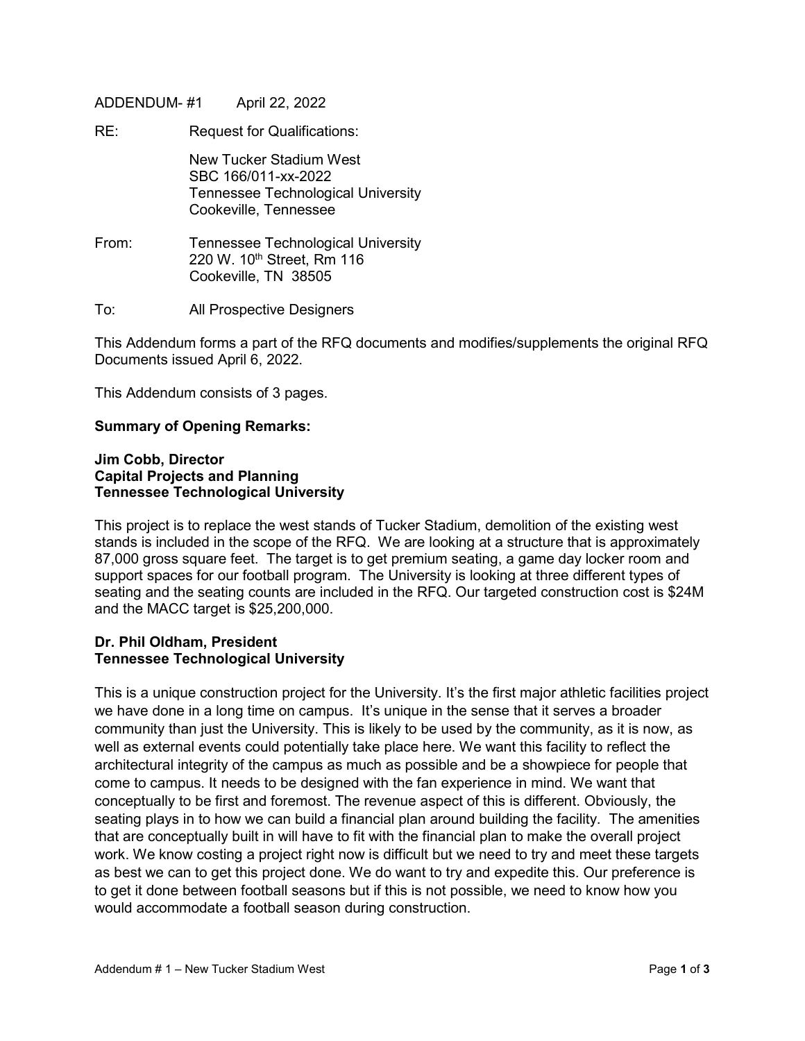ADDENDUM- #1 April 22, 2022

RE: Request for Qualifications:

New Tucker Stadium West
SBC 166/011-xx-2022
Tennessee Technological University
Cookeville, Tennessee

From: Tennessee Technological University
220 W. 10th Street, Rm 116
Cookeville, TN 38505

To: All Prospective Designers

This Addendum forms a part of the RFQ documents and modifies/supplements the original RFQ Documents issued April 6, 2022.

This Addendum consists of 3 pages.

**Summary of Opening Remarks:**

**Jim Cobb, Director**
**Capital Projects and Planning**
**Tennessee Technological University**

This project is to replace the west stands of Tucker Stadium, demolition of the existing west stands is included in the scope of the RFQ. We are looking at a structure that is approximately 87,000 gross square feet. The target is to get premium seating, a game day locker room and support spaces for our football program. The University is looking at three different types of seating and the seating counts are included in the RFQ. Our targeted construction cost is $24M and the MACC target is $25,200,000.

**Dr. Phil Oldham, President**
**Tennessee Technological University**

This is a unique construction project for the University. It's the first major athletic facilities project we have done in a long time on campus. It's unique in the sense that it serves a broader community than just the University. This is likely to be used by the community, as it is now, as well as external events could potentially take place here. We want this facility to reflect the architectural integrity of the campus as much as possible and be a showpiece for people that come to campus. It needs to be designed with the fan experience in mind. We want that conceptually to be first and foremost. The revenue aspect of this is different. Obviously, the seating plays in to how we can build a financial plan around building the facility. The amenities that are conceptually built in will have to fit with the financial plan to make the overall project work. We know costing a project right now is difficult but we need to try and meet these targets as best we can to get this project done. We do want to try and expedite this. Our preference is to get it done between football seasons but if this is not possible, we need to know how you would accommodate a football season during construction.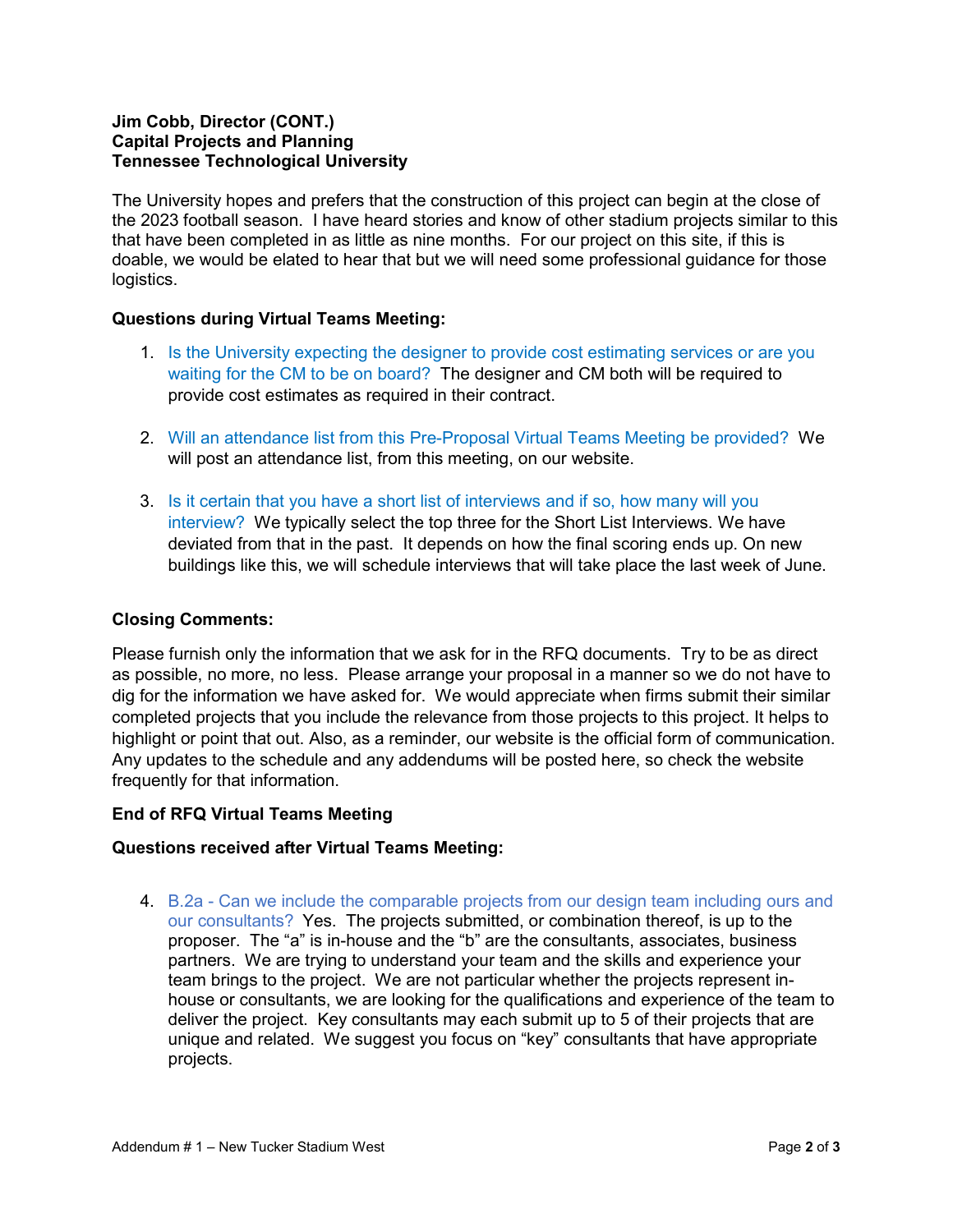**Jim Cobb, Director (CONT.)**
**Capital Projects and Planning**
**Tennessee Technological University**

The University hopes and prefers that the construction of this project can begin at the close of the 2023 football season. I have heard stories and know of other stadium projects similar to this that have been completed in as little as nine months. For our project on this site, if this is doable, we would be elated to hear that but we will need some professional guidance for those logistics.

**Questions during Virtual Teams Meeting:**

1. Is the University expecting the designer to provide cost estimating services or are you waiting for the CM to be on board? The designer and CM both will be required to provide cost estimates as required in their contract.

2. Will an attendance list from this Pre-Proposal Virtual Teams Meeting be provided? We will post an attendance list, from this meeting, on our website.

3. Is it certain that you have a short list of interviews and if so, how many will you interview? We typically select the top three for the Short List Interviews. We have deviated from that in the past. It depends on how the final scoring ends up. On new buildings like this, we will schedule interviews that will take place the last week of June.

**Closing Comments:**

Please furnish only the information that we ask for in the RFQ documents. Try to be as direct as possible, no more, no less. Please arrange your proposal in a manner so we do not have to dig for the information we have asked for. We would appreciate when firms submit their similar completed projects that you include the relevance from those projects to this project. It helps to highlight or point that out. Also, as a reminder, our website is the official form of communication. Any updates to the schedule and any addendums will be posted here, so check the website frequently for that information.

**End of RFQ Virtual Teams Meeting**

**Questions received after Virtual Teams Meeting:**

4. B.2a - Can we include the comparable projects from our design team including ours and our consultants? Yes. The projects submitted, or combination thereof, is up to the proposer. The "a" is in-house and the "b" are the consultants, associates, business partners. We are trying to understand your team and the skills and experience your team brings to the project. We are not particular whether the projects represent in-house or consultants, we are looking for the qualifications and experience of the team to deliver the project. Key consultants may each submit up to 5 of their projects that are unique and related. We suggest you focus on "key" consultants that have appropriate projects.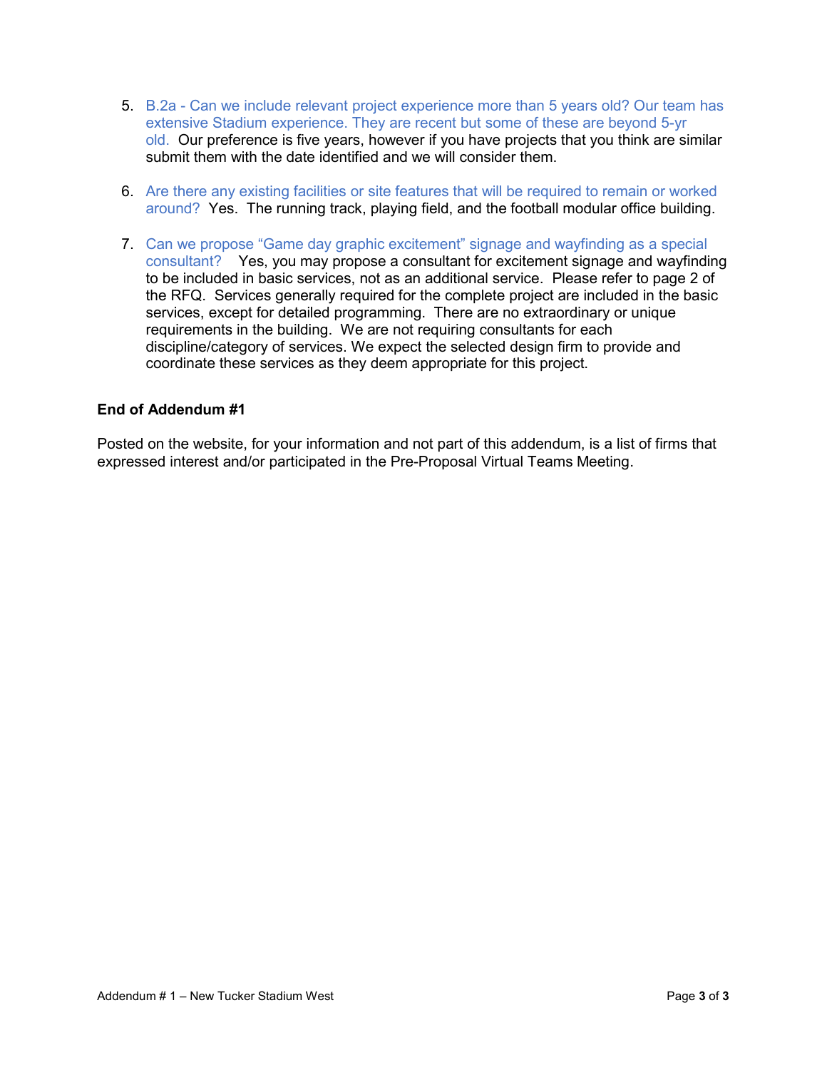5. B.2a - Can we include relevant project experience more than 5 years old? Our team has extensive Stadium experience. They are recent but some of these are beyond 5-yr old. Our preference is five years, however if you have projects that you think are similar submit them with the date identified and we will consider them.

6. Are there any existing facilities or site features that will be required to remain or worked around? Yes. The running track, playing field, and the football modular office building.

7. Can we propose "Game day graphic excitement" signage and wayfinding as a special consultant? Yes, you may propose a consultant for excitement signage and wayfinding to be included in basic services, not as an additional service. Please refer to page 2 of the RFQ. Services generally required for the complete project are included in the basic services, except for detailed programming. There are no extraordinary or unique requirements in the building. We are not requiring consultants for each discipline/category of services. We expect the selected design firm to provide and coordinate these services as they deem appropriate for this project.

**End of Addendum #1**

Posted on the website, for your information and not part of this addendum, is a list of firms that expressed interest and/or participated in the Pre-Proposal Virtual Teams Meeting.